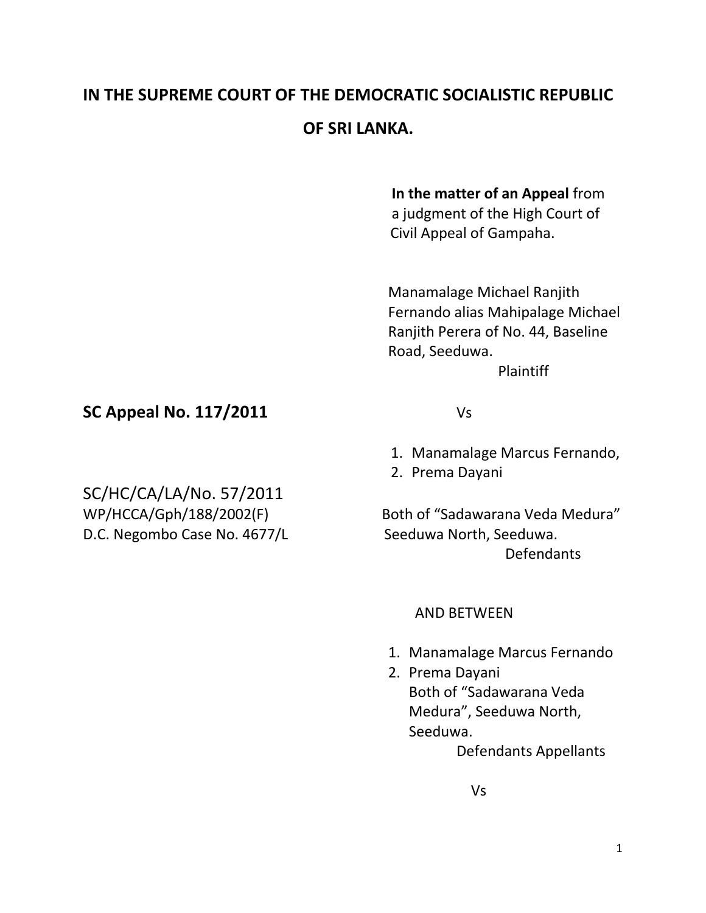# IN THE SUPREME COURT OF THE DEMOCRATIC SOCIALISTIC REPUBLIC OF SRI LANKA.

**In the matter of an Appeal** from a judgment of the High Court of Civil Appeal of Gampaha.

Manamalage Michael Ranjith Fernando alias Mahipalage Michael Ranjith Perera of No. 44, Baseline Road, Seeduwa.

Plaintiff

**SC Appeal No. 117/2011**

Vs

1. Manamalage Marcus Fernando,
2. Prema Dayani

SC/HC/CA/LA/No. 57/2011
WP/HCCA/Gph/188/2002(F)
D.C. Negombo Case No. 4677/L

Both of "Sadawarana Veda Medura" Seeduwa North, Seeduwa.

Defendants

AND BETWEEN

1. Manamalage Marcus Fernando
2. Prema Dayani
   Both of "Sadawarana Veda Medura", Seeduwa North, Seeduwa.

Defendants Appellants

Vs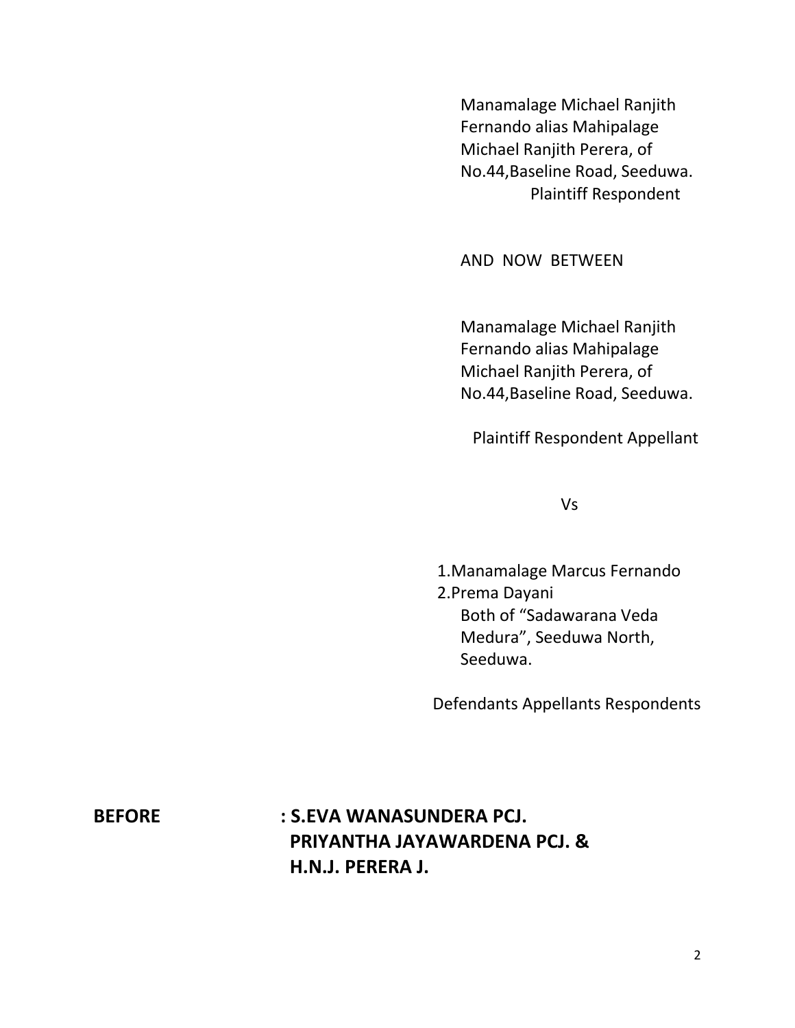Manamalage Michael Ranjith Fernando alias Mahipalage Michael Ranjith Perera, of No.44,Baseline Road, Seeduwa.

Plaintiff Respondent

AND NOW BETWEEN

Manamalage Michael Ranjith Fernando alias Mahipalage Michael Ranjith Perera, of No.44,Baseline Road, Seeduwa.

Plaintiff Respondent Appellant

Vs

1. Manamalage Marcus Fernando
2. Prema Dayani

Both of "Sadawarana Veda Medura", Seeduwa North, Seeduwa.

Defendants Appellants Respondents

**BEFORE : S.EVA WANASUNDERA PCJ.**
**PRIYANTHA JAYAWARDENA PCJ. &**
**H.N.J. PERERA J.**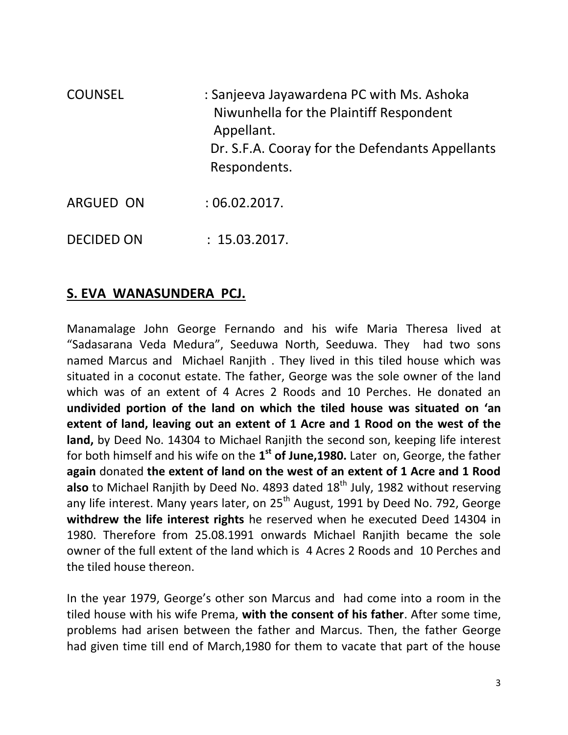COUNSEL : Sanjeeva Jayawardena PC with Ms. Ashoka Niwunhella for the Plaintiff Respondent Appellant.
Dr. S.F.A. Cooray for the Defendants Appellants Respondents.

ARGUED ON : 06.02.2017.

DECIDED ON : 15.03.2017.

**S. EVA WANASUNDERA PCJ.**

Manamalage John George Fernando and his wife Maria Theresa lived at "Sadasarana Veda Medura", Seeduwa North, Seeduwa. They had two sons named Marcus and Michael Ranjith . They lived in this tiled house which was situated in a coconut estate. The father, George was the sole owner of the land which was of an extent of 4 Acres 2 Roods and 10 Perches. He donated an **undivided portion of the land on which the tiled house was situated on 'an extent of land, leaving out an extent of 1 Acre and 1 Rood on the west of the land,** by Deed No. 14304 to Michael Ranjith the second son, keeping life interest for both himself and his wife on the **1st of June,1980.** Later on, George, the father **again** donated **the extent of land on the west of an extent of 1 Acre and 1 Rood also** to Michael Ranjith by Deed No. 4893 dated 18th July, 1982 without reserving any life interest. Many years later, on 25th August, 1991 by Deed No. 792, George **withdrew the life interest rights** he reserved when he executed Deed 14304 in 1980. Therefore from 25.08.1991 onwards Michael Ranjith became the sole owner of the full extent of the land which is 4 Acres 2 Roods and 10 Perches and the tiled house thereon.

In the year 1979, George's other son Marcus and had come into a room in the tiled house with his wife Prema, **with the consent of his father**. After some time, problems had arisen between the father and Marcus. Then, the father George had given time till end of March,1980 for them to vacate that part of the house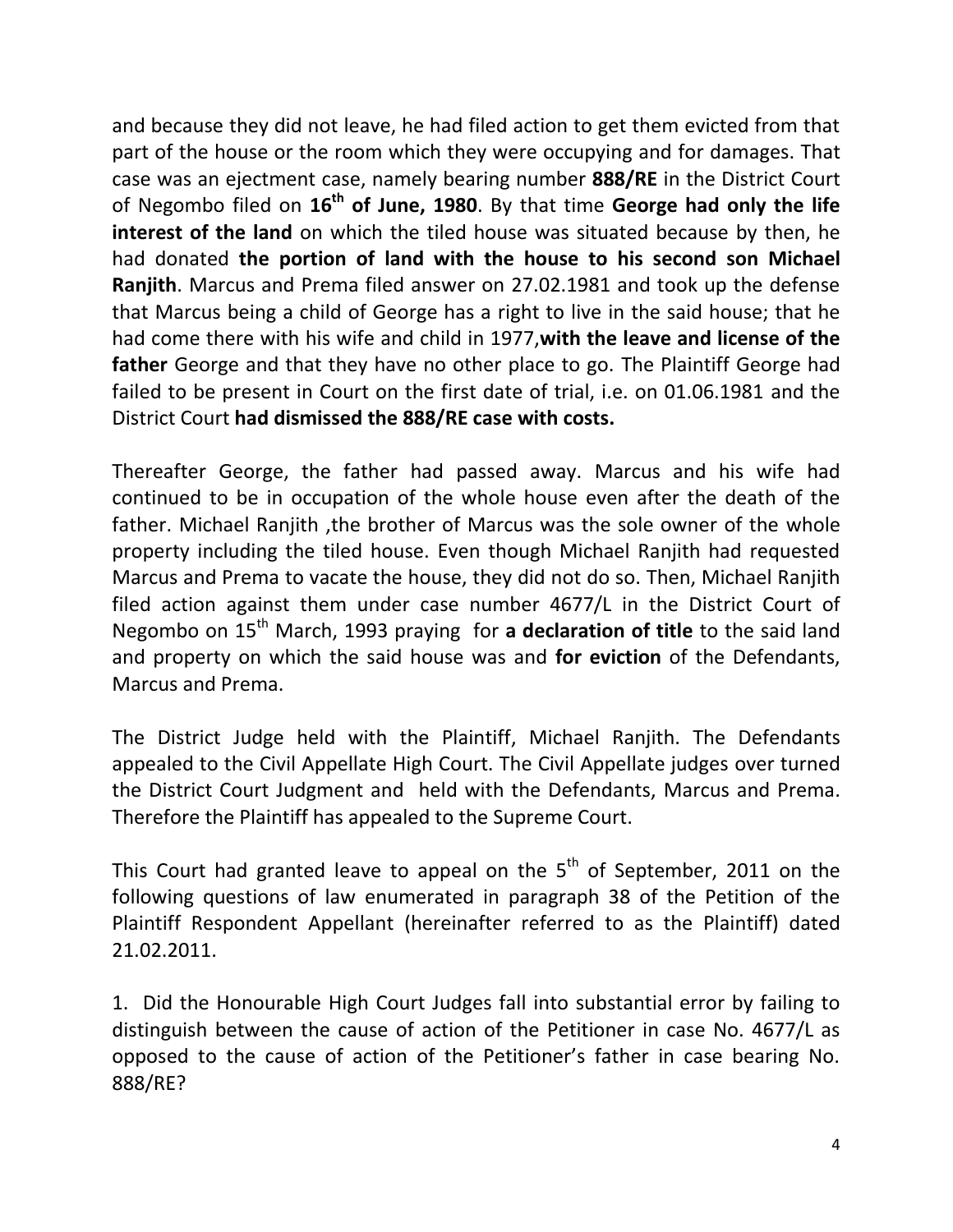and because they did not leave, he had filed action to get them evicted from that part of the house or the room which they were occupying and for damages. That case was an ejectment case, namely bearing number **888/RE** in the District Court of Negombo filed on **16th of June, 1980**. By that time **George had only the life interest of the land** on which the tiled house was situated because by then, he had donated **the portion of land with the house to his second son Michael Ranjith**. Marcus and Prema filed answer on 27.02.1981 and took up the defense that Marcus being a child of George has a right to live in the said house; that he had come there with his wife and child in 1977,**with the leave and license of the father** George and that they have no other place to go. The Plaintiff George had failed to be present in Court on the first date of trial, i.e. on 01.06.1981 and the District Court **had dismissed the 888/RE case with costs.**

Thereafter George, the father had passed away. Marcus and his wife had continued to be in occupation of the whole house even after the death of the father. Michael Ranjith ,the brother of Marcus was the sole owner of the whole property including the tiled house. Even though Michael Ranjith had requested Marcus and Prema to vacate the house, they did not do so. Then, Michael Ranjith filed action against them under case number 4677/L in the District Court of Negombo on 15th March, 1993 praying for **a declaration of title** to the said land and property on which the said house was and **for eviction** of the Defendants, Marcus and Prema.

The District Judge held with the Plaintiff, Michael Ranjith. The Defendants appealed to the Civil Appellate High Court. The Civil Appellate judges over turned the District Court Judgment and held with the Defendants, Marcus and Prema. Therefore the Plaintiff has appealed to the Supreme Court.

This Court had granted leave to appeal on the 5th of September, 2011 on the following questions of law enumerated in paragraph 38 of the Petition of the Plaintiff Respondent Appellant (hereinafter referred to as the Plaintiff) dated 21.02.2011.

1. Did the Honourable High Court Judges fall into substantial error by failing to distinguish between the cause of action of the Petitioner in case No. 4677/L as opposed to the cause of action of the Petitioner's father in case bearing No. 888/RE?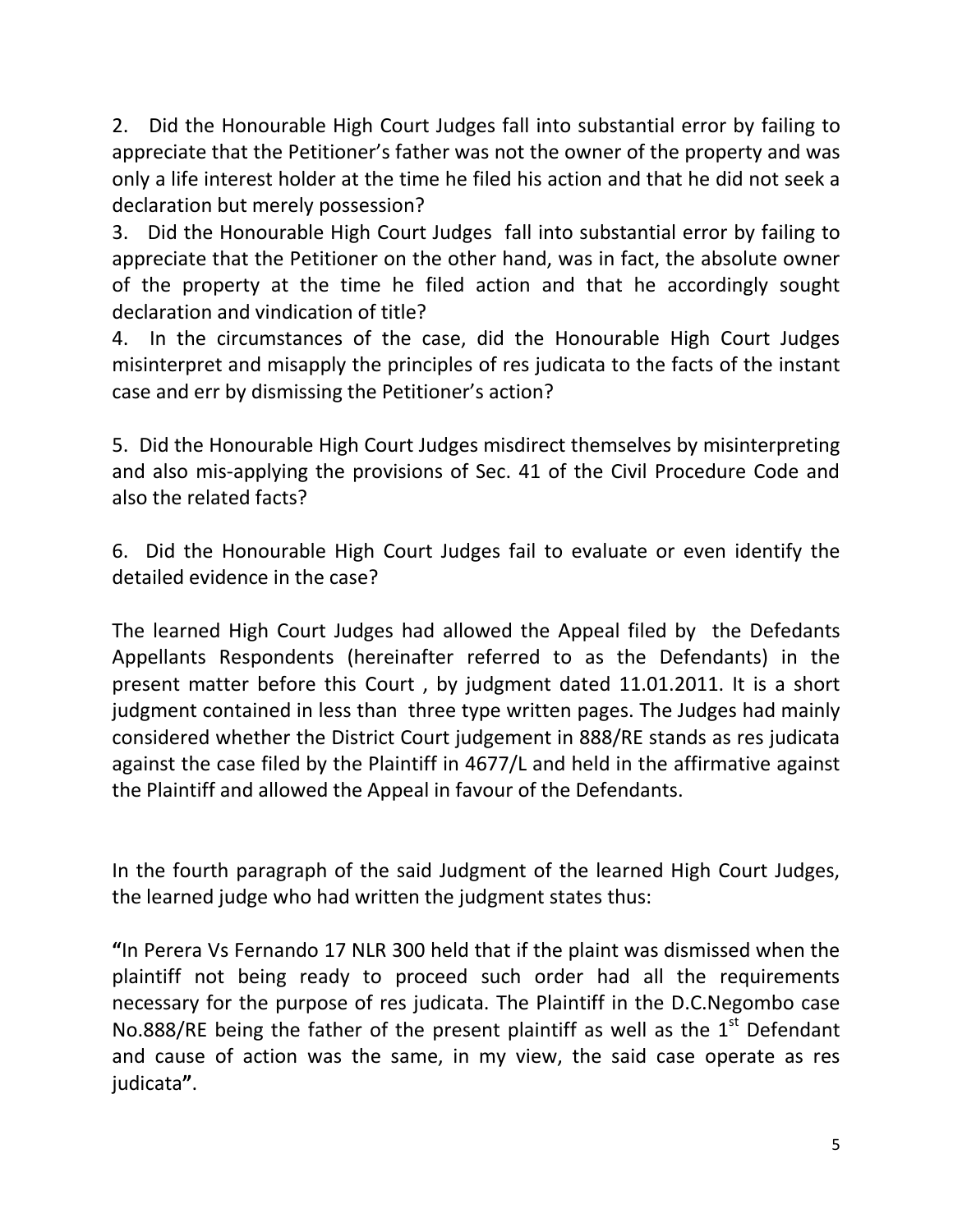2. Did the Honourable High Court Judges fall into substantial error by failing to appreciate that the Petitioner's father was not the owner of the property and was only a life interest holder at the time he filed his action and that he did not seek a declaration but merely possession?

3. Did the Honourable High Court Judges fall into substantial error by failing to appreciate that the Petitioner on the other hand, was in fact, the absolute owner of the property at the time he filed action and that he accordingly sought declaration and vindication of title?

4. In the circumstances of the case, did the Honourable High Court Judges misinterpret and misapply the principles of res judicata to the facts of the instant case and err by dismissing the Petitioner's action?

5. Did the Honourable High Court Judges misdirect themselves by misinterpreting and also mis-applying the provisions of Sec. 41 of the Civil Procedure Code and also the related facts?

6. Did the Honourable High Court Judges fail to evaluate or even identify the detailed evidence in the case?

The learned High Court Judges had allowed the Appeal filed by the Defedants Appellants Respondents (hereinafter referred to as the Defendants) in the present matter before this Court , by judgment dated 11.01.2011. It is a short judgment contained in less than three type written pages. The Judges had mainly considered whether the District Court judgement in 888/RE stands as res judicata against the case filed by the Plaintiff in 4677/L and held in the affirmative against the Plaintiff and allowed the Appeal in favour of the Defendants.

In the fourth paragraph of the said Judgment of the learned High Court Judges, the learned judge who had written the judgment states thus:

**"**In Perera Vs Fernando 17 NLR 300 held that if the plaint was dismissed when the plaintiff not being ready to proceed such order had all the requirements necessary for the purpose of res judicata. The Plaintiff in the D.C.Negombo case No.888/RE being the father of the present plaintiff as well as the 1st Defendant and cause of action was the same, in my view, the said case operate as res judicata**"**.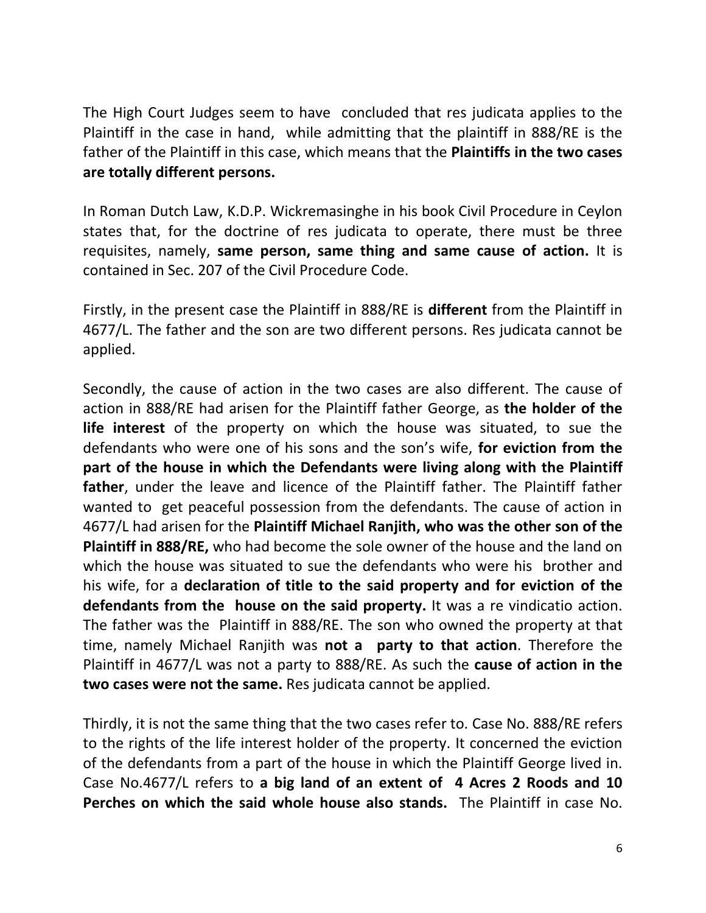The High Court Judges seem to have concluded that res judicata applies to the Plaintiff in the case in hand, while admitting that the plaintiff in 888/RE is the father of the Plaintiff in this case, which means that the **Plaintiffs in the two cases are totally different persons.**

In Roman Dutch Law, K.D.P. Wickremasinghe in his book Civil Procedure in Ceylon states that, for the doctrine of res judicata to operate, there must be three requisites, namely, **same person, same thing and same cause of action.** It is contained in Sec. 207 of the Civil Procedure Code.

Firstly, in the present case the Plaintiff in 888/RE is **different** from the Plaintiff in 4677/L. The father and the son are two different persons. Res judicata cannot be applied.

Secondly, the cause of action in the two cases are also different. The cause of action in 888/RE had arisen for the Plaintiff father George, as **the holder of the life interest** of the property on which the house was situated, to sue the defendants who were one of his sons and the son's wife, **for eviction from the part of the house in which the Defendants were living along with the Plaintiff father**, under the leave and licence of the Plaintiff father. The Plaintiff father wanted to get peaceful possession from the defendants. The cause of action in 4677/L had arisen for the **Plaintiff Michael Ranjith, who was the other son of the Plaintiff in 888/RE,** who had become the sole owner of the house and the land on which the house was situated to sue the defendants who were his brother and his wife, for a **declaration of title to the said property and for eviction of the defendants from the house on the said property.** It was a re vindicatio action. The father was the Plaintiff in 888/RE. The son who owned the property at that time, namely Michael Ranjith was **not a party to that action**. Therefore the Plaintiff in 4677/L was not a party to 888/RE. As such the **cause of action in the two cases were not the same.** Res judicata cannot be applied.

Thirdly, it is not the same thing that the two cases refer to. Case No. 888/RE refers to the rights of the life interest holder of the property. It concerned the eviction of the defendants from a part of the house in which the Plaintiff George lived in. Case No.4677/L refers to **a big land of an extent of 4 Acres 2 Roods and 10 Perches on which the said whole house also stands.** The Plaintiff in case No.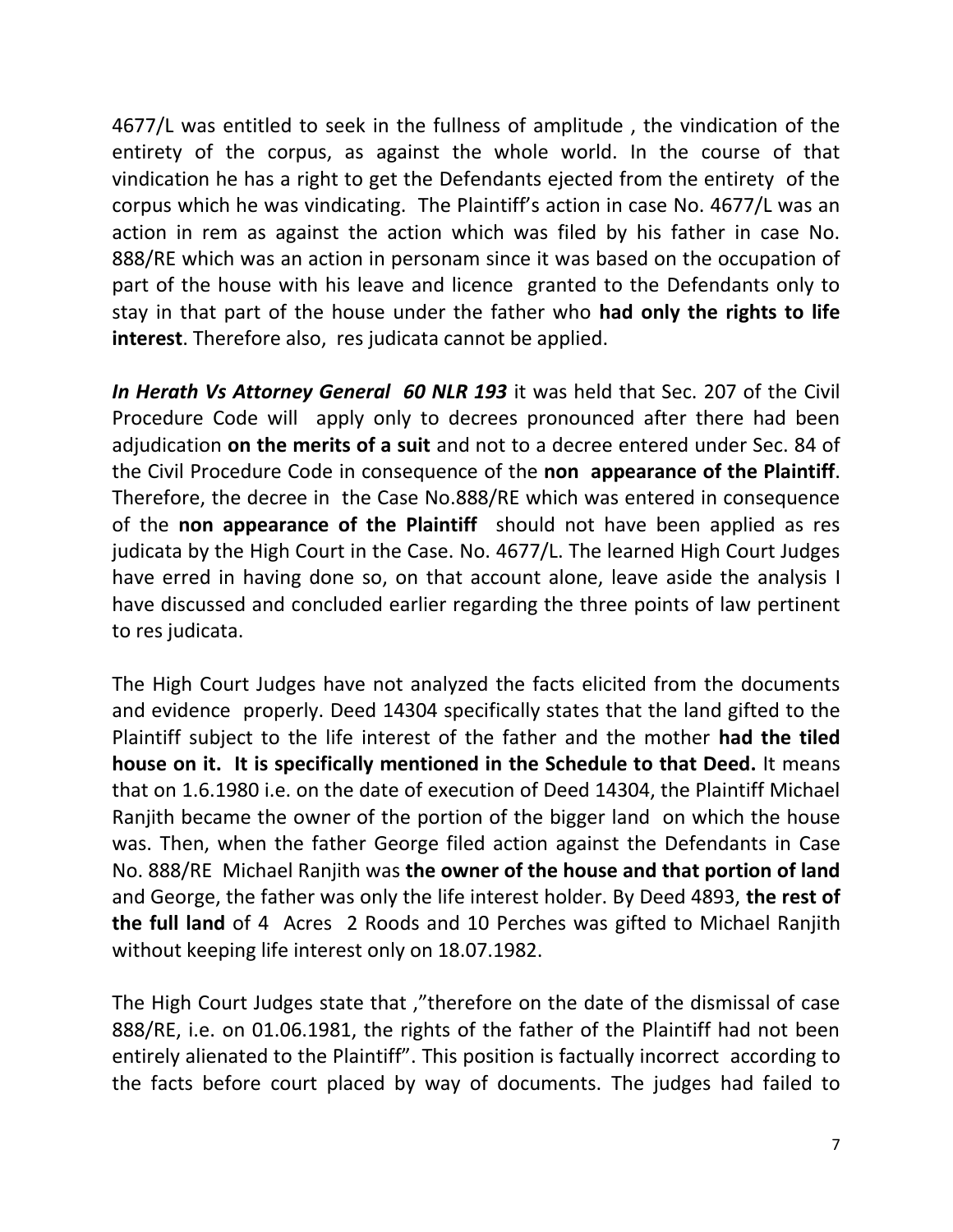4677/L was entitled to seek in the fullness of amplitude , the vindication of the entirety of the corpus, as against the whole world. In the course of that vindication he has a right to get the Defendants ejected from the entirety of the corpus which he was vindicating. The Plaintiff's action in case No. 4677/L was an action in rem as against the action which was filed by his father in case No. 888/RE which was an action in personam since it was based on the occupation of part of the house with his leave and licence granted to the Defendants only to stay in that part of the house under the father who **had only the rights to life interest**. Therefore also, res judicata cannot be applied.

***In Herath Vs Attorney General 60 NLR 193*** it was held that Sec. 207 of the Civil Procedure Code will apply only to decrees pronounced after there had been adjudication **on the merits of a suit** and not to a decree entered under Sec. 84 of the Civil Procedure Code in consequence of the **non appearance of the Plaintiff**. Therefore, the decree in the Case No.888/RE which was entered in consequence of the **non appearance of the Plaintiff** should not have been applied as res judicata by the High Court in the Case. No. 4677/L. The learned High Court Judges have erred in having done so, on that account alone, leave aside the analysis I have discussed and concluded earlier regarding the three points of law pertinent to res judicata.

The High Court Judges have not analyzed the facts elicited from the documents and evidence properly. Deed 14304 specifically states that the land gifted to the Plaintiff subject to the life interest of the father and the mother **had the tiled house on it. It is specifically mentioned in the Schedule to that Deed.** It means that on 1.6.1980 i.e. on the date of execution of Deed 14304, the Plaintiff Michael Ranjith became the owner of the portion of the bigger land on which the house was. Then, when the father George filed action against the Defendants in Case No. 888/RE Michael Ranjith was **the owner of the house and that portion of land** and George, the father was only the life interest holder. By Deed 4893, **the rest of the full land** of 4 Acres 2 Roods and 10 Perches was gifted to Michael Ranjith without keeping life interest only on 18.07.1982.

The High Court Judges state that ,"therefore on the date of the dismissal of case 888/RE, i.e. on 01.06.1981, the rights of the father of the Plaintiff had not been entirely alienated to the Plaintiff". This position is factually incorrect according to the facts before court placed by way of documents. The judges had failed to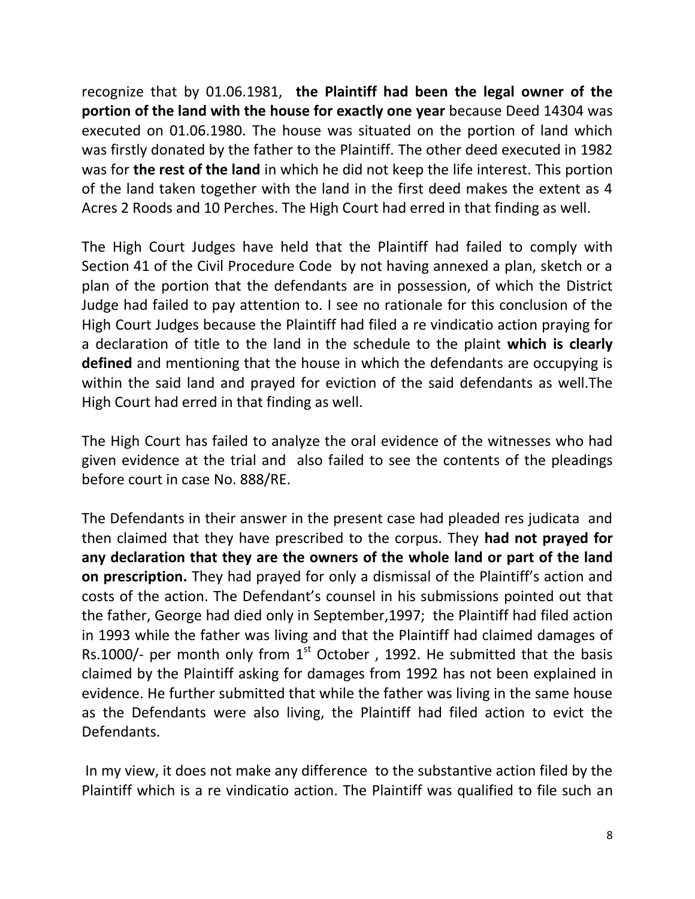recognize that by 01.06.1981, **the Plaintiff had been the legal owner of the portion of the land with the house for exactly one year** because Deed 14304 was executed on 01.06.1980. The house was situated on the portion of land which was firstly donated by the father to the Plaintiff. The other deed executed in 1982 was for **the rest of the land** in which he did not keep the life interest. This portion of the land taken together with the land in the first deed makes the extent as 4 Acres 2 Roods and 10 Perches. The High Court had erred in that finding as well.

The High Court Judges have held that the Plaintiff had failed to comply with Section 41 of the Civil Procedure Code by not having annexed a plan, sketch or a plan of the portion that the defendants are in possession, of which the District Judge had failed to pay attention to. I see no rationale for this conclusion of the High Court Judges because the Plaintiff had filed a re vindicatio action praying for a declaration of title to the land in the schedule to the plaint **which is clearly defined** and mentioning that the house in which the defendants are occupying is within the said land and prayed for eviction of the said defendants as well.The High Court had erred in that finding as well.

The High Court has failed to analyze the oral evidence of the witnesses who had given evidence at the trial and also failed to see the contents of the pleadings before court in case No. 888/RE.

The Defendants in their answer in the present case had pleaded res judicata and then claimed that they have prescribed to the corpus. They **had not prayed for any declaration that they are the owners of the whole land or part of the land on prescription.** They had prayed for only a dismissal of the Plaintiff's action and costs of the action. The Defendant's counsel in his submissions pointed out that the father, George had died only in September,1997; the Plaintiff had filed action in 1993 while the father was living and that the Plaintiff had claimed damages of Rs.1000/- per month only from 1st October , 1992. He submitted that the basis claimed by the Plaintiff asking for damages from 1992 has not been explained in evidence. He further submitted that while the father was living in the same house as the Defendants were also living, the Plaintiff had filed action to evict the Defendants.

In my view, it does not make any difference to the substantive action filed by the Plaintiff which is a re vindicatio action. The Plaintiff was qualified to file such an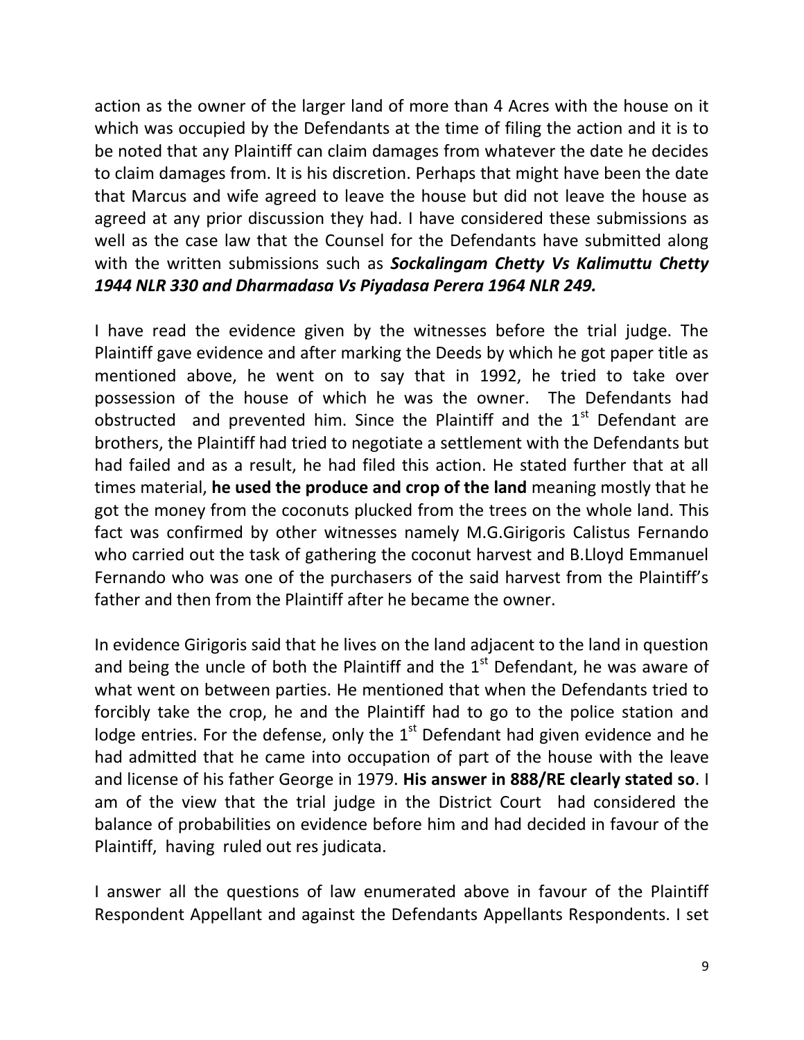action as the owner of the larger land of more than 4 Acres with the house on it which was occupied by the Defendants at the time of filing the action and it is to be noted that any Plaintiff can claim damages from whatever the date he decides to claim damages from. It is his discretion. Perhaps that might have been the date that Marcus and wife agreed to leave the house but did not leave the house as agreed at any prior discussion they had. I have considered these submissions as well as the case law that the Counsel for the Defendants have submitted along with the written submissions such as ***Sockalingam Chetty Vs Kalimuttu Chetty 1944 NLR 330 and Dharmadasa Vs Piyadasa Perera 1964 NLR 249.***

I have read the evidence given by the witnesses before the trial judge. The Plaintiff gave evidence and after marking the Deeds by which he got paper title as mentioned above, he went on to say that in 1992, he tried to take over possession of the house of which he was the owner. The Defendants had obstructed and prevented him. Since the Plaintiff and the 1st Defendant are brothers, the Plaintiff had tried to negotiate a settlement with the Defendants but had failed and as a result, he had filed this action. He stated further that at all times material, **he used the produce and crop of the land** meaning mostly that he got the money from the coconuts plucked from the trees on the whole land. This fact was confirmed by other witnesses namely M.G.Girigoris Calistus Fernando who carried out the task of gathering the coconut harvest and B.Lloyd Emmanuel Fernando who was one of the purchasers of the said harvest from the Plaintiff's father and then from the Plaintiff after he became the owner.

In evidence Girigoris said that he lives on the land adjacent to the land in question and being the uncle of both the Plaintiff and the 1st Defendant, he was aware of what went on between parties. He mentioned that when the Defendants tried to forcibly take the crop, he and the Plaintiff had to go to the police station and lodge entries. For the defense, only the 1st Defendant had given evidence and he had admitted that he came into occupation of part of the house with the leave and license of his father George in 1979. **His answer in 888/RE clearly stated so**. I am of the view that the trial judge in the District Court had considered the balance of probabilities on evidence before him and had decided in favour of the Plaintiff, having ruled out res judicata.

I answer all the questions of law enumerated above in favour of the Plaintiff Respondent Appellant and against the Defendants Appellants Respondents. I set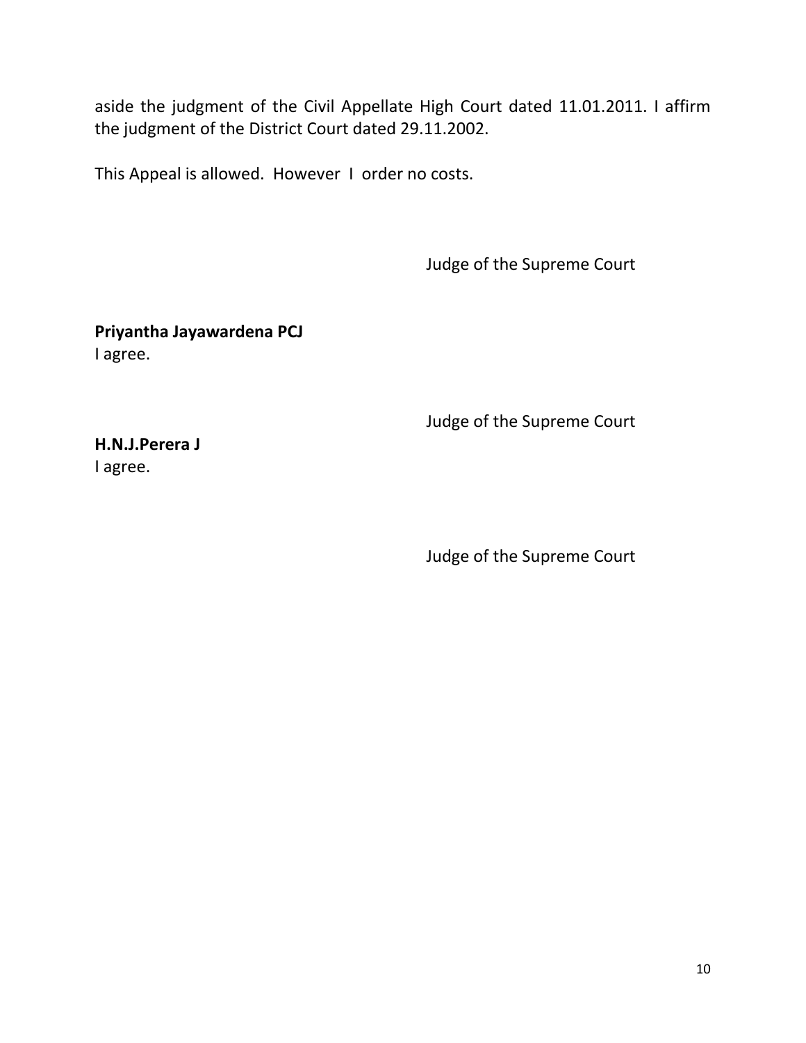aside the judgment of the Civil Appellate High Court dated 11.01.2011. I affirm the judgment of the District Court dated 29.11.2002.

This Appeal is allowed. However I order no costs.

Judge of the Supreme Court

**Priyantha Jayawardena PCJ**
I agree.

Judge of the Supreme Court

**H.N.J.Perera J**
I agree.

Judge of the Supreme Court